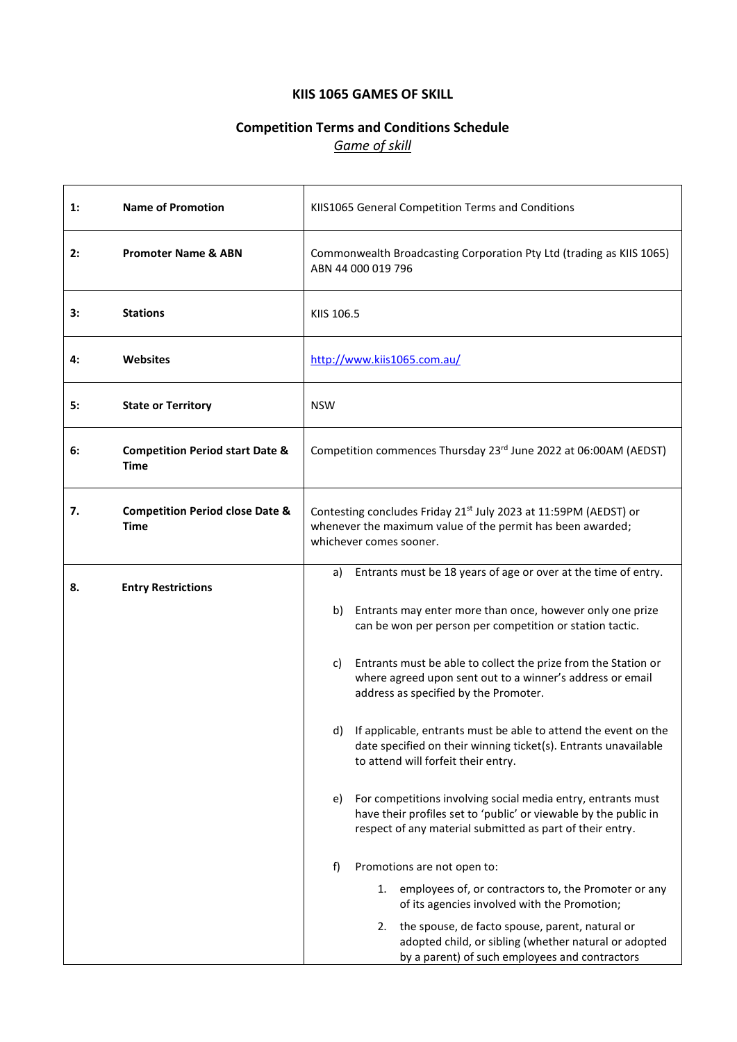# KIIS 1065 GAMES OF SKILL

## Competition Terms and Conditions Schedule

*Game of skill*

| | | |
|---|---|---|
| 1: | **Name of Promotion** | KIIS1065 General Competition Terms and Conditions |
| 2: | **Promoter Name & ABN** | Commonwealth Broadcasting Corporation Pty Ltd (trading as KIIS 1065) ABN 44 000 019 796 |
| 3: | **Stations** | KIIS 106.5 |
| 4: | **Websites** | http://www.kiis1065.com.au/ |
| 5: | **State or Territory** | NSW |
| 6: | **Competition Period start Date & Time** | Competition commences Thursday 23rd June 2022 at 06:00AM (AEDST) |
| 7. | **Competition Period close Date & Time** | Contesting concludes Friday 21st July 2023 at 11:59PM (AEDST) or whenever the maximum value of the permit has been awarded; whichever comes sooner. |
| 8. | **Entry Restrictions** | a) Entrants must be 18 years of age or over at the time of entry.<br><br>b) Entrants may enter more than once, however only one prize can be won per person per competition or station tactic.<br><br>c) Entrants must be able to collect the prize from the Station or where agreed upon sent out to a winner's address or email address as specified by the Promoter.<br><br>d) If applicable, entrants must be able to attend the event on the date specified on their winning ticket(s). Entrants unavailable to attend will forfeit their entry.<br><br>e) For competitions involving social media entry, entrants must have their profiles set to 'public' or viewable by the public in respect of any material submitted as part of their entry.<br><br>f) Promotions are not open to:<br>1. employees of, or contractors to, the Promoter or any of its agencies involved with the Promotion;<br>2. the spouse, de facto spouse, parent, natural or adopted child, or sibling (whether natural or adopted by a parent) of such employees and contractors |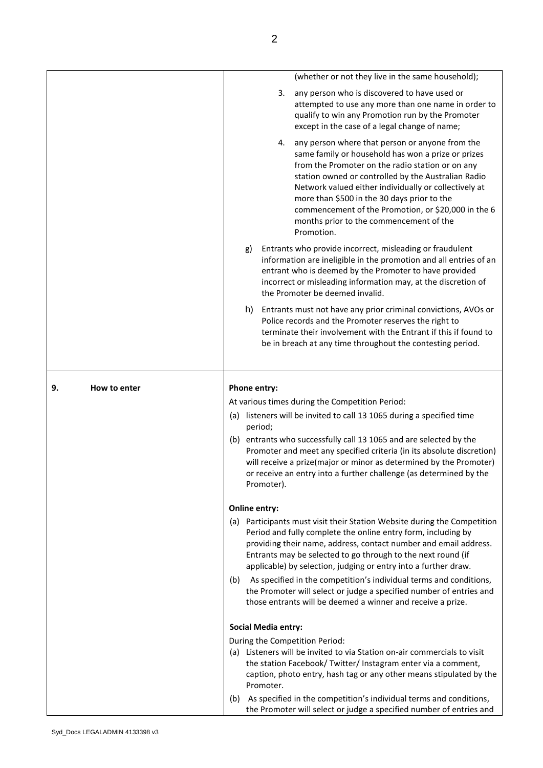| | |
|---|---|
| | (whether or not they live in the same household);<br><br>3. any person who is discovered to have used or attempted to use any more than one name in order to qualify to win any Promotion run by the Promoter except in the case of a legal change of name;<br><br>4. any person where that person or anyone from the same family or household has won a prize or prizes from the Promoter on the radio station or on any station owned or controlled by the Australian Radio Network valued either individually or collectively at more than $500 in the 30 days prior to the commencement of the Promotion, or $20,000 in the 6 months prior to the commencement of the Promotion.<br><br>g) Entrants who provide incorrect, misleading or fraudulent information are ineligible in the promotion and all entries of an entrant who is deemed by the Promoter to have provided incorrect or misleading information may, at the discretion of the Promoter be deemed invalid.<br><br>h) Entrants must not have any prior criminal convictions, AVOs or Police records and the Promoter reserves the right to terminate their involvement with the Entrant if this if found to be in breach at any time throughout the contesting period. |
| **9. How to enter** | **Phone entry:**<br><br>At various times during the Competition Period:<br><br>(a) listeners will be invited to call 13 1065 during a specified time period;<br><br>(b) entrants who successfully call 13 1065 and are selected by the Promoter and meet any specified criteria (in its absolute discretion) will receive a prize(major or minor as determined by the Promoter) or receive an entry into a further challenge (as determined by the Promoter).<br><br>**Online entry:**<br><br>(a) Participants must visit their Station Website during the Competition Period and fully complete the online entry form, including by providing their name, address, contact number and email address. Entrants may be selected to go through to the next round (if applicable) by selection, judging or entry into a further draw.<br><br>(b) As specified in the competition's individual terms and conditions, the Promoter will select or judge a specified number of entries and those entrants will be deemed a winner and receive a prize.<br><br>**Social Media entry:**<br><br>During the Competition Period:<br><br>(a) Listeners will be invited to via Station on-air commercials to visit the station Facebook/ Twitter/ Instagram enter via a comment, caption, photo entry, hash tag or any other means stipulated by the Promoter.<br><br>(b) As specified in the competition's individual terms and conditions, the Promoter will select or judge a specified number of entries and |

Syd_Docs LEGALADMIN 4133398 v3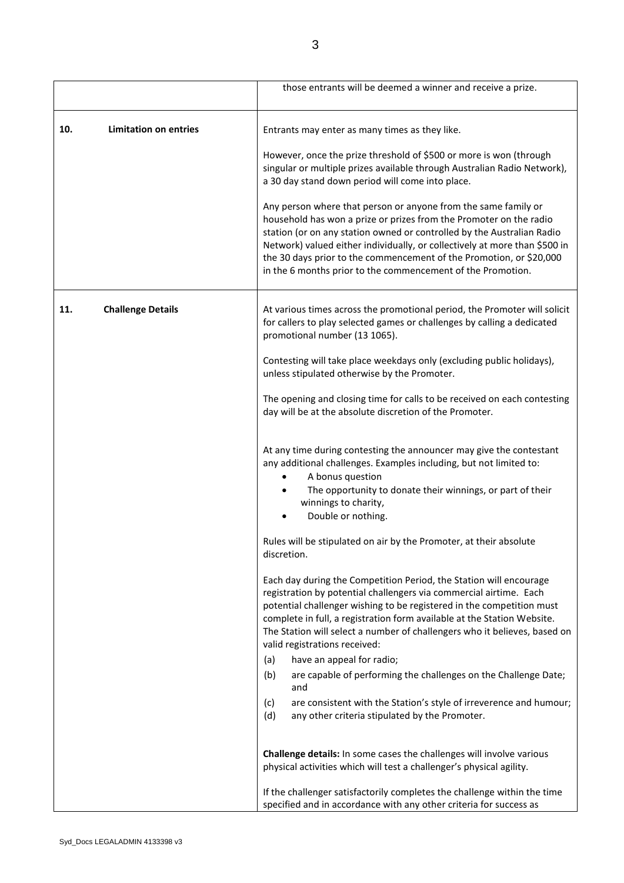| | |
|---|---|
| | those entrants will be deemed a winner and receive a prize. |
| **10. Limitation on entries** | Entrants may enter as many times as they like.<br><br>However, once the prize threshold of $500 or more is won (through singular or multiple prizes available through Australian Radio Network), a 30 day stand down period will come into place.<br><br>Any person where that person or anyone from the same family or household has won a prize or prizes from the Promoter on the radio station (or on any station owned or controlled by the Australian Radio Network) valued either individually, or collectively at more than $500 in the 30 days prior to the commencement of the Promotion, or $20,000 in the 6 months prior to the commencement of the Promotion. |
| **11. Challenge Details** | At various times across the promotional period, the Promoter will solicit for callers to play selected games or challenges by calling a dedicated promotional number (13 1065).<br><br>Contesting will take place weekdays only (excluding public holidays), unless stipulated otherwise by the Promoter.<br><br>The opening and closing time for calls to be received on each contesting day will be at the absolute discretion of the Promoter.<br><br>At any time during contesting the announcer may give the contestant any additional challenges. Examples including, but not limited to:<br>• A bonus question<br>• The opportunity to donate their winnings, or part of their winnings to charity,<br>• Double or nothing.<br><br>Rules will be stipulated on air by the Promoter, at their absolute discretion.<br><br>Each day during the Competition Period, the Station will encourage registration by potential challengers via commercial airtime. Each potential challenger wishing to be registered in the competition must complete in full, a registration form available at the Station Website. The Station will select a number of challengers who it believes, based on valid registrations received:<br>(a) have an appeal for radio;<br>(b) are capable of performing the challenges on the Challenge Date; and<br>(c) are consistent with the Station's style of irreverence and humour;<br>(d) any other criteria stipulated by the Promoter.<br><br>**Challenge details:** In some cases the challenges will involve various physical activities which will test a challenger's physical agility.<br><br>If the challenger satisfactorily completes the challenge within the time specified and in accordance with any other criteria for success as |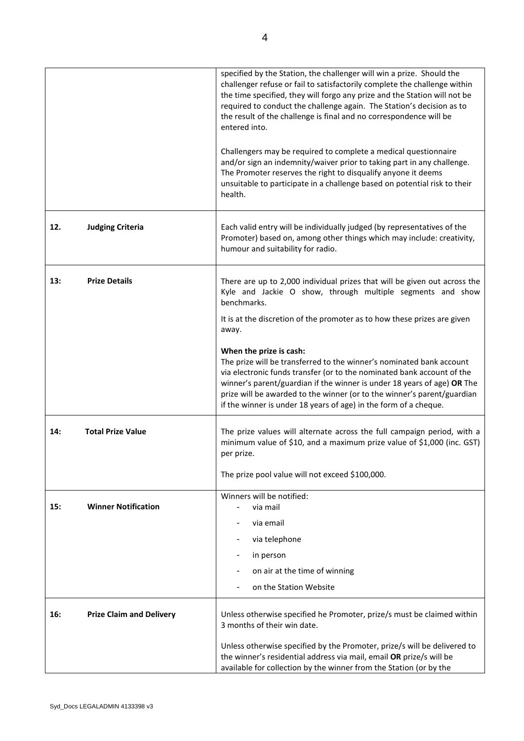| | |
|---|---|
| | specified by the Station, the challenger will win a prize. Should the challenger refuse or fail to satisfactorily complete the challenge within the time specified, they will forgo any prize and the Station will not be required to conduct the challenge again. The Station's decision as to the result of the challenge is final and no correspondence will be entered into.<br><br>Challengers may be required to complete a medical questionnaire and/or sign an indemnity/waiver prior to taking part in any challenge. The Promoter reserves the right to disqualify anyone it deems unsuitable to participate in a challenge based on potential risk to their health. |
| **12. Judging Criteria** | Each valid entry will be individually judged (by representatives of the Promoter) based on, among other things which may include: creativity, humour and suitability for radio. |
| **13: Prize Details** | There are up to 2,000 individual prizes that will be given out across the Kyle and Jackie O show, through multiple segments and show benchmarks.<br><br>It is at the discretion of the promoter as to how these prizes are given away.<br><br>**When the prize is cash:**<br>The prize will be transferred to the winner's nominated bank account via electronic funds transfer (or to the nominated bank account of the winner's parent/guardian if the winner is under 18 years of age) **OR** The prize will be awarded to the winner (or to the winner's parent/guardian if the winner is under 18 years of age) in the form of a cheque. |
| **14: Total Prize Value** | The prize values will alternate across the full campaign period, with a minimum value of $10, and a maximum prize value of $1,000 (inc. GST) per prize.<br><br>The prize pool value will not exceed $100,000. |
| **15: Winner Notification** | Winners will be notified:<br>- via mail<br>- via email<br>- via telephone<br>- in person<br>- on air at the time of winning<br>- on the Station Website |
| **16: Prize Claim and Delivery** | Unless otherwise specified he Promoter, prize/s must be claimed within 3 months of their win date.<br><br>Unless otherwise specified by the Promoter, prize/s will be delivered to the winner's residential address via mail, email **OR** prize/s will be available for collection by the winner from the Station (or by the |

Syd_Docs LEGALADMIN 4133398 v3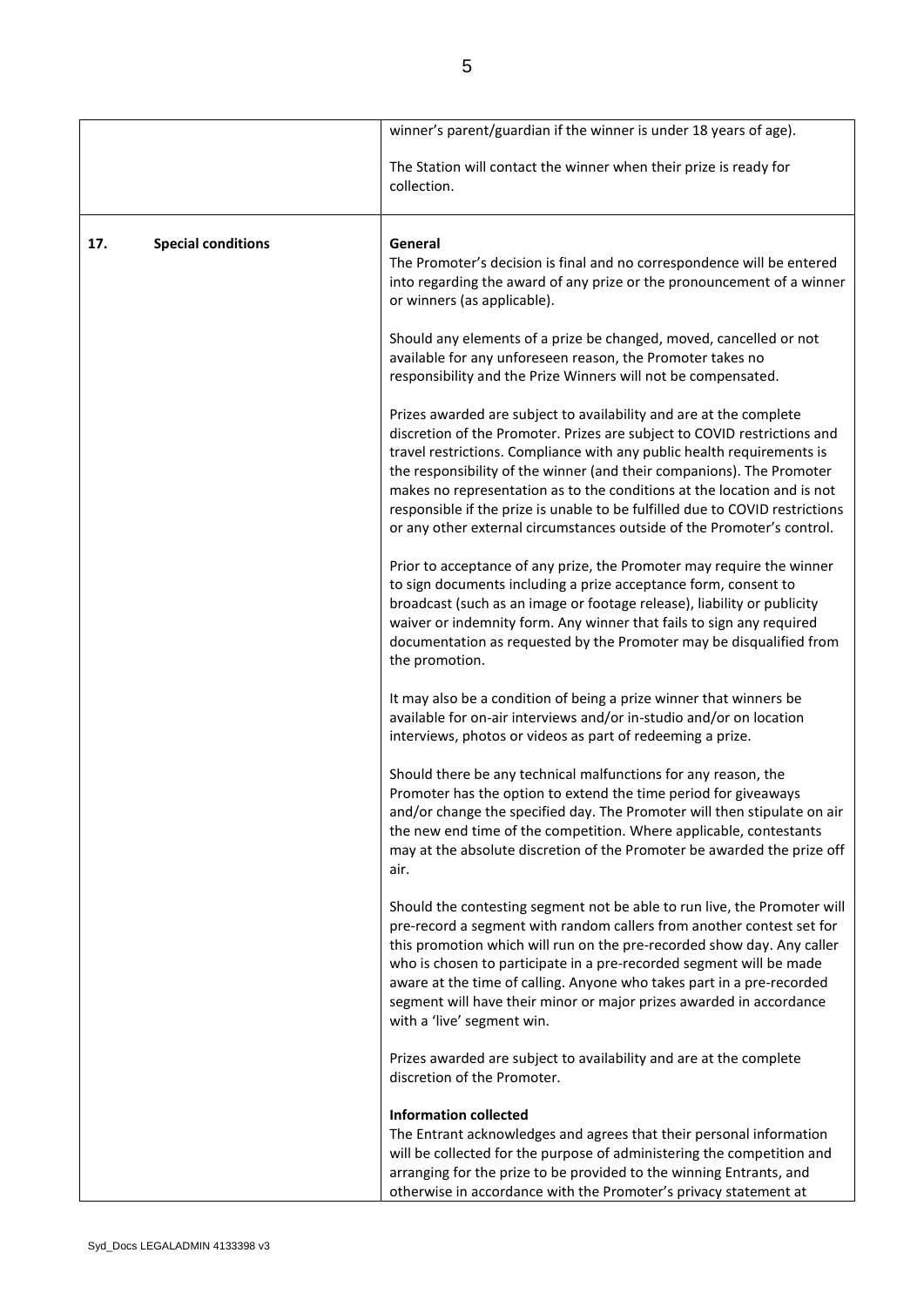| | |
|---|---|
| | winner's parent/guardian if the winner is under 18 years of age).<br><br>The Station will contact the winner when their prize is ready for collection. |
| **17. Special conditions** | **General**<br>The Promoter's decision is final and no correspondence will be entered into regarding the award of any prize or the pronouncement of a winner or winners (as applicable).<br><br>Should any elements of a prize be changed, moved, cancelled or not available for any unforeseen reason, the Promoter takes no responsibility and the Prize Winners will not be compensated.<br><br>Prizes awarded are subject to availability and are at the complete discretion of the Promoter. Prizes are subject to COVID restrictions and travel restrictions. Compliance with any public health requirements is the responsibility of the winner (and their companions). The Promoter makes no representation as to the conditions at the location and is not responsible if the prize is unable to be fulfilled due to COVID restrictions or any other external circumstances outside of the Promoter's control.<br><br>Prior to acceptance of any prize, the Promoter may require the winner to sign documents including a prize acceptance form, consent to broadcast (such as an image or footage release), liability or publicity waiver or indemnity form. Any winner that fails to sign any required documentation as requested by the Promoter may be disqualified from the promotion.<br><br>It may also be a condition of being a prize winner that winners be available for on-air interviews and/or in-studio and/or on location interviews, photos or videos as part of redeeming a prize.<br><br>Should there be any technical malfunctions for any reason, the Promoter has the option to extend the time period for giveaways and/or change the specified day. The Promoter will then stipulate on air the new end time of the competition. Where applicable, contestants may at the absolute discretion of the Promoter be awarded the prize off air.<br><br>Should the contesting segment not be able to run live, the Promoter will pre-record a segment with random callers from another contest set for this promotion which will run on the pre-recorded show day. Any caller who is chosen to participate in a pre-recorded segment will be made aware at the time of calling. Anyone who takes part in a pre-recorded segment will have their minor or major prizes awarded in accordance with a 'live' segment win.<br><br>Prizes awarded are subject to availability and are at the complete discretion of the Promoter.<br><br>**Information collected**<br>The Entrant acknowledges and agrees that their personal information will be collected for the purpose of administering the competition and arranging for the prize to be provided to the winning Entrants, and otherwise in accordance with the Promoter's privacy statement at |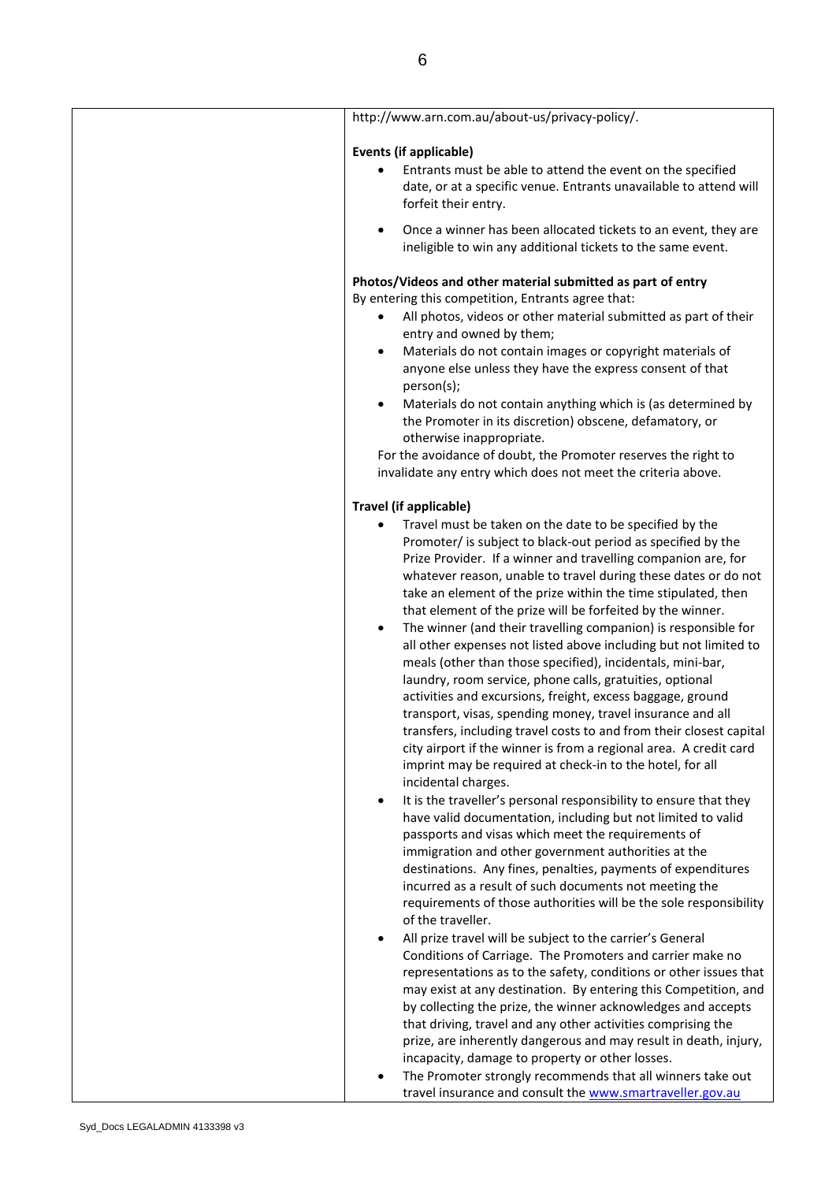http://www.arn.com.au/about-us/privacy-policy/.

**Events (if applicable)**

- Entrants must be able to attend the event on the specified date, or at a specific venue. Entrants unavailable to attend will forfeit their entry.
- Once a winner has been allocated tickets to an event, they are ineligible to win any additional tickets to the same event.

**Photos/Videos and other material submitted as part of entry**

By entering this competition, Entrants agree that:

- All photos, videos or other material submitted as part of their entry and owned by them;
- Materials do not contain images or copyright materials of anyone else unless they have the express consent of that person(s);
- Materials do not contain anything which is (as determined by the Promoter in its discretion) obscene, defamatory, or otherwise inappropriate.

For the avoidance of doubt, the Promoter reserves the right to invalidate any entry which does not meet the criteria above.

**Travel (if applicable)**

- Travel must be taken on the date to be specified by the Promoter/ is subject to black-out period as specified by the Prize Provider. If a winner and travelling companion are, for whatever reason, unable to travel during these dates or do not take an element of the prize within the time stipulated, then that element of the prize will be forfeited by the winner.
- The winner (and their travelling companion) is responsible for all other expenses not listed above including but not limited to meals (other than those specified), incidentals, mini-bar, laundry, room service, phone calls, gratuities, optional activities and excursions, freight, excess baggage, ground transport, visas, spending money, travel insurance and all transfers, including travel costs to and from their closest capital city airport if the winner is from a regional area. A credit card imprint may be required at check-in to the hotel, for all incidental charges.
- It is the traveller's personal responsibility to ensure that they have valid documentation, including but not limited to valid passports and visas which meet the requirements of immigration and other government authorities at the destinations. Any fines, penalties, payments of expenditures incurred as a result of such documents not meeting the requirements of those authorities will be the sole responsibility of the traveller.
- All prize travel will be subject to the carrier's General Conditions of Carriage. The Promoters and carrier make no representations as to the safety, conditions or other issues that may exist at any destination. By entering this Competition, and by collecting the prize, the winner acknowledges and accepts that driving, travel and any other activities comprising the prize, are inherently dangerous and may result in death, injury, incapacity, damage to property or other losses.
- The Promoter strongly recommends that all winners take out travel insurance and consult the www.smartraveller.gov.au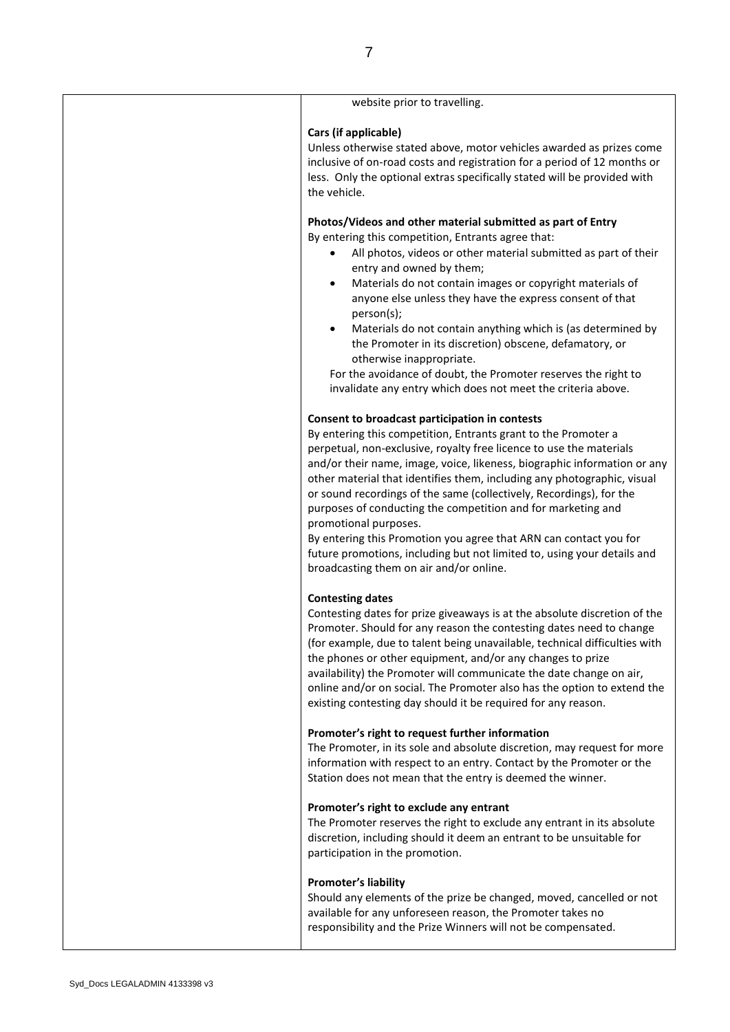website prior to travelling.

**Cars (if applicable)**

Unless otherwise stated above, motor vehicles awarded as prizes come inclusive of on-road costs and registration for a period of 12 months or less. Only the optional extras specifically stated will be provided with the vehicle.

**Photos/Videos and other material submitted as part of Entry**

By entering this competition, Entrants agree that:

- All photos, videos or other material submitted as part of their entry and owned by them;
- Materials do not contain images or copyright materials of anyone else unless they have the express consent of that person(s);
- Materials do not contain anything which is (as determined by the Promoter in its discretion) obscene, defamatory, or otherwise inappropriate.

For the avoidance of doubt, the Promoter reserves the right to invalidate any entry which does not meet the criteria above.

**Consent to broadcast participation in contests**

By entering this competition, Entrants grant to the Promoter a perpetual, non-exclusive, royalty free licence to use the materials and/or their name, image, voice, likeness, biographic information or any other material that identifies them, including any photographic, visual or sound recordings of the same (collectively, Recordings), for the purposes of conducting the competition and for marketing and promotional purposes.

By entering this Promotion you agree that ARN can contact you for future promotions, including but not limited to, using your details and broadcasting them on air and/or online.

**Contesting dates**

Contesting dates for prize giveaways is at the absolute discretion of the Promoter. Should for any reason the contesting dates need to change (for example, due to talent being unavailable, technical difficulties with the phones or other equipment, and/or any changes to prize availability) the Promoter will communicate the date change on air, online and/or on social. The Promoter also has the option to extend the existing contesting day should it be required for any reason.

**Promoter's right to request further information**

The Promoter, in its sole and absolute discretion, may request for more information with respect to an entry. Contact by the Promoter or the Station does not mean that the entry is deemed the winner.

**Promoter's right to exclude any entrant**

The Promoter reserves the right to exclude any entrant in its absolute discretion, including should it deem an entrant to be unsuitable for participation in the promotion.

**Promoter's liability**

Should any elements of the prize be changed, moved, cancelled or not available for any unforeseen reason, the Promoter takes no responsibility and the Prize Winners will not be compensated.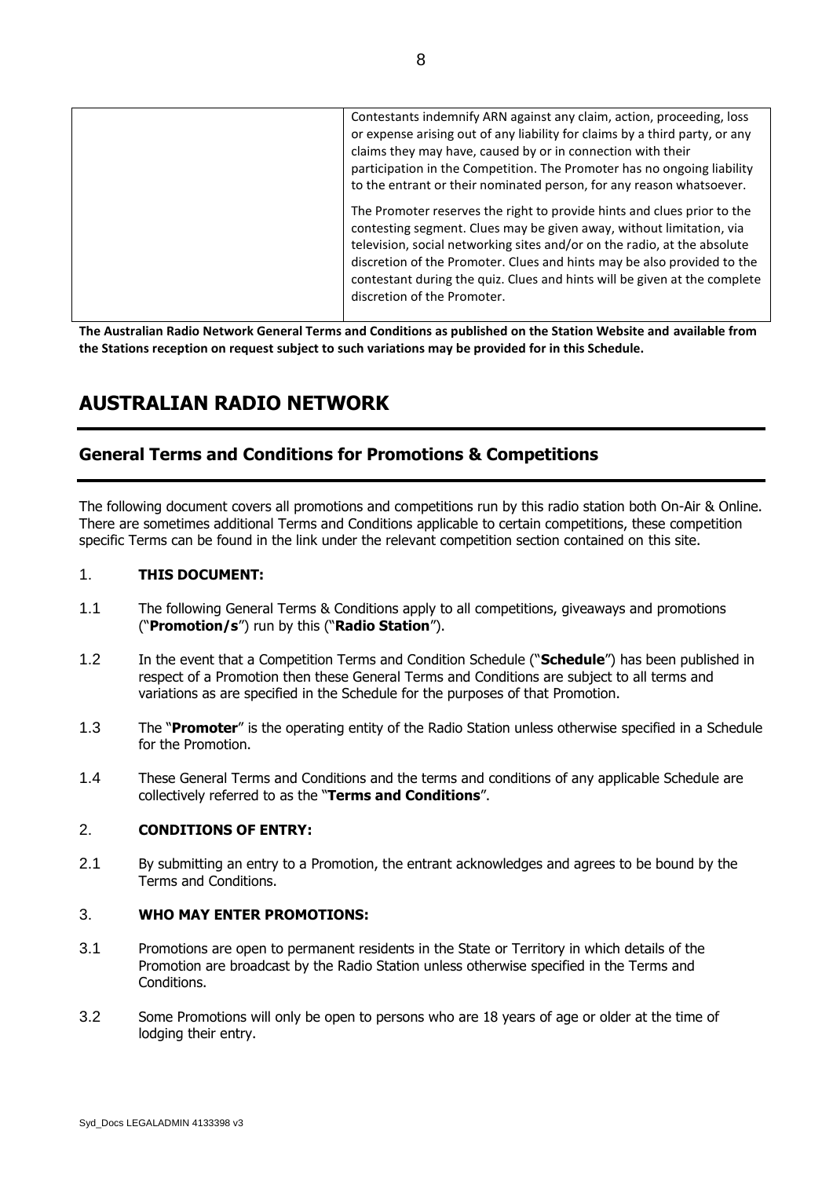| | |
|---|---|
| | Contestants indemnify ARN against any claim, action, proceeding, loss or expense arising out of any liability for claims by a third party, or any claims they may have, caused by or in connection with their participation in the Competition. The Promoter has no ongoing liability to the entrant or their nominated person, for any reason whatsoever.<br><br>The Promoter reserves the right to provide hints and clues prior to the contesting segment. Clues may be given away, without limitation, via television, social networking sites and/or on the radio, at the absolute discretion of the Promoter. Clues and hints may be also provided to the contestant during the quiz. Clues and hints will be given at the complete discretion of the Promoter. |

**The Australian Radio Network General Terms and Conditions as published on the Station Website and available from the Stations reception on request subject to such variations may be provided for in this Schedule.**

# AUSTRALIAN RADIO NETWORK

## General Terms and Conditions for Promotions & Competitions

The following document covers all promotions and competitions run by this radio station both On-Air & Online. There are sometimes additional Terms and Conditions applicable to certain competitions, these competition specific Terms can be found in the link under the relevant competition section contained on this site.

1. **THIS DOCUMENT:**

1.1 The following General Terms & Conditions apply to all competitions, giveaways and promotions ("**Promotion/s**") run by this ("**Radio Station**").

1.2 In the event that a Competition Terms and Condition Schedule ("**Schedule**") has been published in respect of a Promotion then these General Terms and Conditions are subject to all terms and variations as are specified in the Schedule for the purposes of that Promotion.

1.3 The "**Promoter**" is the operating entity of the Radio Station unless otherwise specified in a Schedule for the Promotion.

1.4 These General Terms and Conditions and the terms and conditions of any applicable Schedule are collectively referred to as the "**Terms and Conditions**".

2. **CONDITIONS OF ENTRY:**

2.1 By submitting an entry to a Promotion, the entrant acknowledges and agrees to be bound by the Terms and Conditions.

3. **WHO MAY ENTER PROMOTIONS:**

3.1 Promotions are open to permanent residents in the State or Territory in which details of the Promotion are broadcast by the Radio Station unless otherwise specified in the Terms and Conditions.

3.2 Some Promotions will only be open to persons who are 18 years of age or older at the time of lodging their entry.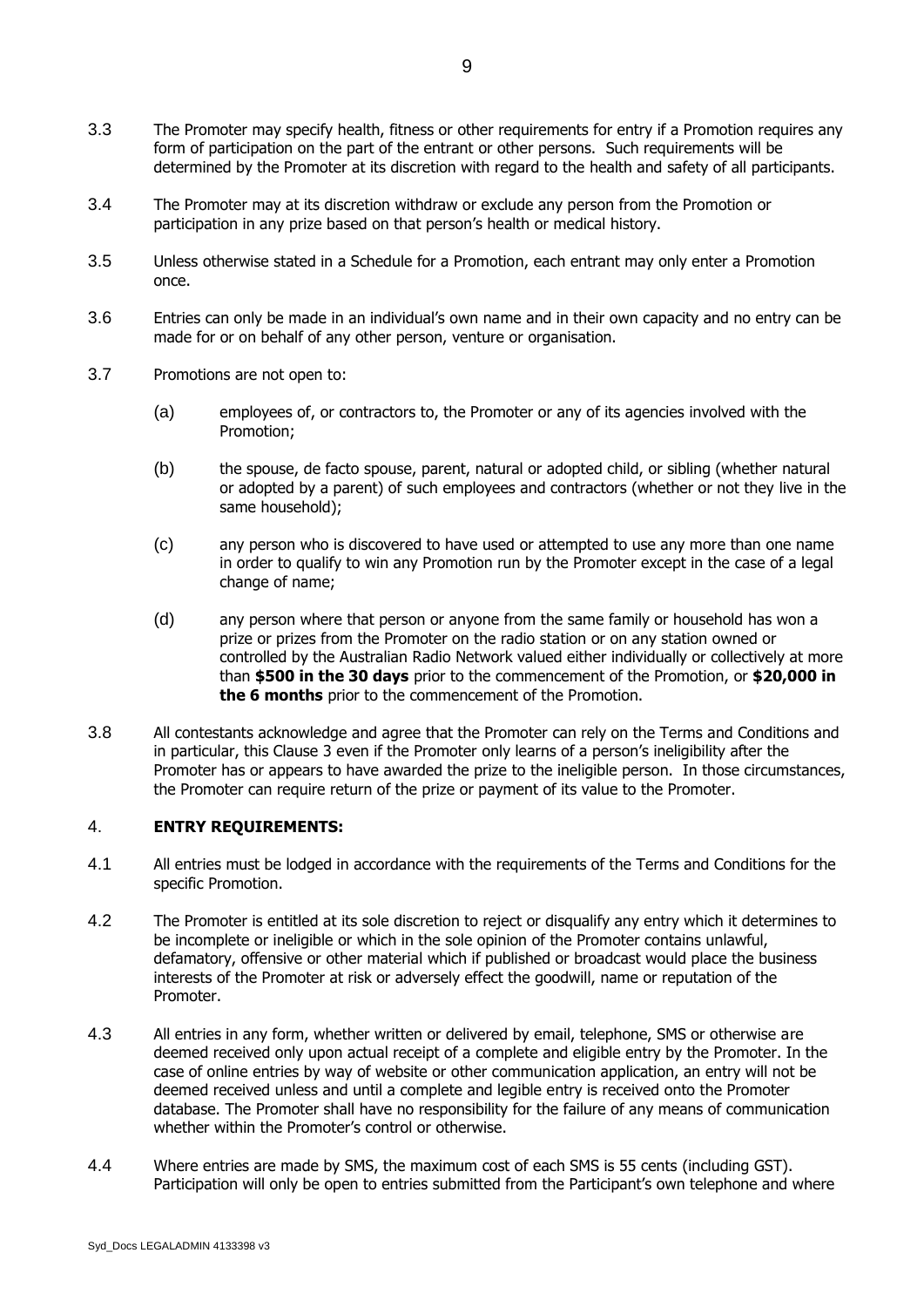3.3 The Promoter may specify health, fitness or other requirements for entry if a Promotion requires any form of participation on the part of the entrant or other persons. Such requirements will be determined by the Promoter at its discretion with regard to the health and safety of all participants.

3.4 The Promoter may at its discretion withdraw or exclude any person from the Promotion or participation in any prize based on that person's health or medical history.

3.5 Unless otherwise stated in a Schedule for a Promotion, each entrant may only enter a Promotion once.

3.6 Entries can only be made in an individual's own name and in their own capacity and no entry can be made for or on behalf of any other person, venture or organisation.

3.7 Promotions are not open to:

(a) employees of, or contractors to, the Promoter or any of its agencies involved with the Promotion;

(b) the spouse, de facto spouse, parent, natural or adopted child, or sibling (whether natural or adopted by a parent) of such employees and contractors (whether or not they live in the same household);

(c) any person who is discovered to have used or attempted to use any more than one name in order to qualify to win any Promotion run by the Promoter except in the case of a legal change of name;

(d) any person where that person or anyone from the same family or household has won a prize or prizes from the Promoter on the radio station or on any station owned or controlled by the Australian Radio Network valued either individually or collectively at more than **$500 in the 30 days** prior to the commencement of the Promotion, or **$20,000 in the 6 months** prior to the commencement of the Promotion.

3.8 All contestants acknowledge and agree that the Promoter can rely on the Terms and Conditions and in particular, this Clause 3 even if the Promoter only learns of a person's ineligibility after the Promoter has or appears to have awarded the prize to the ineligible person. In those circumstances, the Promoter can require return of the prize or payment of its value to the Promoter.

## 4. ENTRY REQUIREMENTS:

4.1 All entries must be lodged in accordance with the requirements of the Terms and Conditions for the specific Promotion.

4.2 The Promoter is entitled at its sole discretion to reject or disqualify any entry which it determines to be incomplete or ineligible or which in the sole opinion of the Promoter contains unlawful, defamatory, offensive or other material which if published or broadcast would place the business interests of the Promoter at risk or adversely effect the goodwill, name or reputation of the Promoter.

4.3 All entries in any form, whether written or delivered by email, telephone, SMS or otherwise are deemed received only upon actual receipt of a complete and eligible entry by the Promoter. In the case of online entries by way of website or other communication application, an entry will not be deemed received unless and until a complete and legible entry is received onto the Promoter database. The Promoter shall have no responsibility for the failure of any means of communication whether within the Promoter's control or otherwise.

4.4 Where entries are made by SMS, the maximum cost of each SMS is 55 cents (including GST). Participation will only be open to entries submitted from the Participant's own telephone and where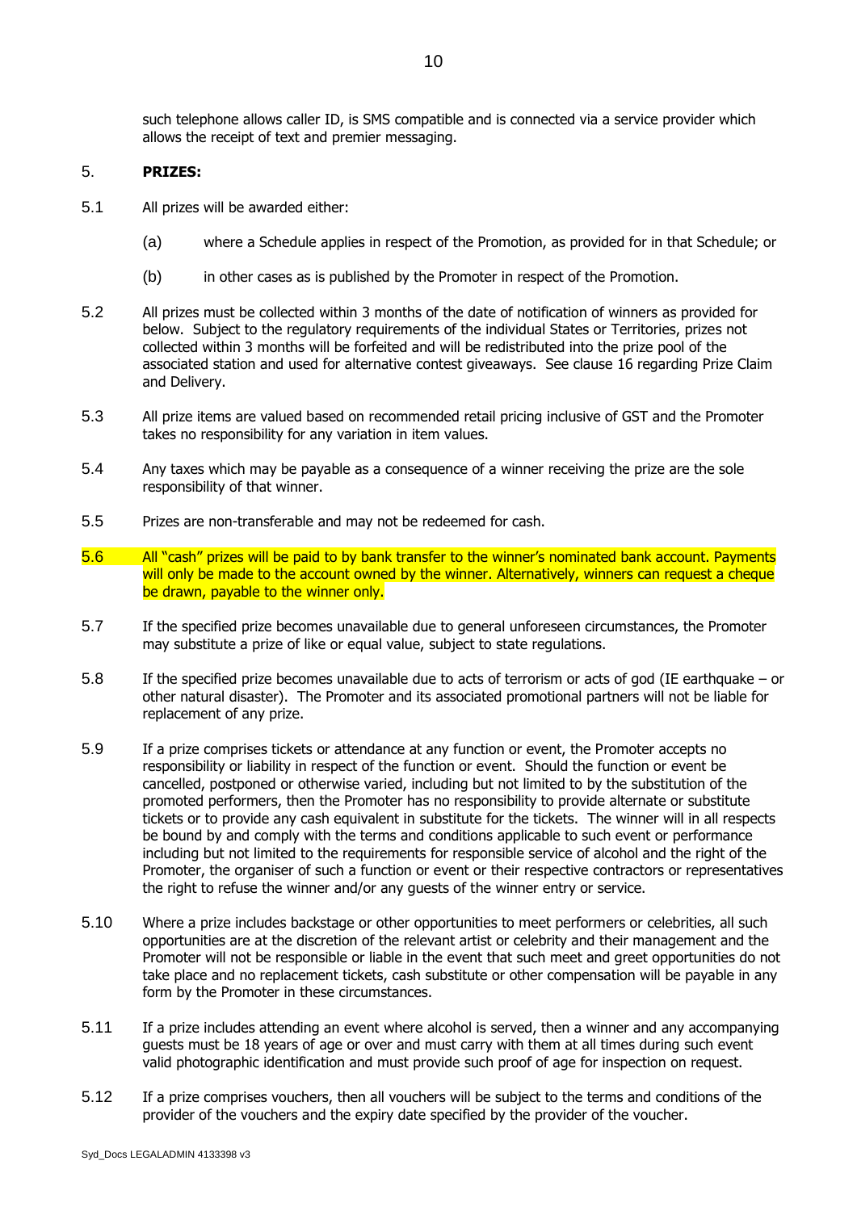such telephone allows caller ID, is SMS compatible and is connected via a service provider which allows the receipt of text and premier messaging.

5. **PRIZES:**

5.1 All prizes will be awarded either:

(a) where a Schedule applies in respect of the Promotion, as provided for in that Schedule; or

(b) in other cases as is published by the Promoter in respect of the Promotion.

5.2 All prizes must be collected within 3 months of the date of notification of winners as provided for below. Subject to the regulatory requirements of the individual States or Territories, prizes not collected within 3 months will be forfeited and will be redistributed into the prize pool of the associated station and used for alternative contest giveaways. See clause 16 regarding Prize Claim and Delivery.

5.3 All prize items are valued based on recommended retail pricing inclusive of GST and the Promoter takes no responsibility for any variation in item values.

5.4 Any taxes which may be payable as a consequence of a winner receiving the prize are the sole responsibility of that winner.

5.5 Prizes are non-transferable and may not be redeemed for cash.

5.6 All "cash" prizes will be paid to by bank transfer to the winner's nominated bank account. Payments will only be made to the account owned by the winner. Alternatively, winners can request a cheque be drawn, payable to the winner only.

5.7 If the specified prize becomes unavailable due to general unforeseen circumstances, the Promoter may substitute a prize of like or equal value, subject to state regulations.

5.8 If the specified prize becomes unavailable due to acts of terrorism or acts of god (IE earthquake – or other natural disaster). The Promoter and its associated promotional partners will not be liable for replacement of any prize.

5.9 If a prize comprises tickets or attendance at any function or event, the Promoter accepts no responsibility or liability in respect of the function or event. Should the function or event be cancelled, postponed or otherwise varied, including but not limited to by the substitution of the promoted performers, then the Promoter has no responsibility to provide alternate or substitute tickets or to provide any cash equivalent in substitute for the tickets. The winner will in all respects be bound by and comply with the terms and conditions applicable to such event or performance including but not limited to the requirements for responsible service of alcohol and the right of the Promoter, the organiser of such a function or event or their respective contractors or representatives the right to refuse the winner and/or any guests of the winner entry or service.

5.10 Where a prize includes backstage or other opportunities to meet performers or celebrities, all such opportunities are at the discretion of the relevant artist or celebrity and their management and the Promoter will not be responsible or liable in the event that such meet and greet opportunities do not take place and no replacement tickets, cash substitute or other compensation will be payable in any form by the Promoter in these circumstances.

5.11 If a prize includes attending an event where alcohol is served, then a winner and any accompanying guests must be 18 years of age or over and must carry with them at all times during such event valid photographic identification and must provide such proof of age for inspection on request.

5.12 If a prize comprises vouchers, then all vouchers will be subject to the terms and conditions of the provider of the vouchers and the expiry date specified by the provider of the voucher.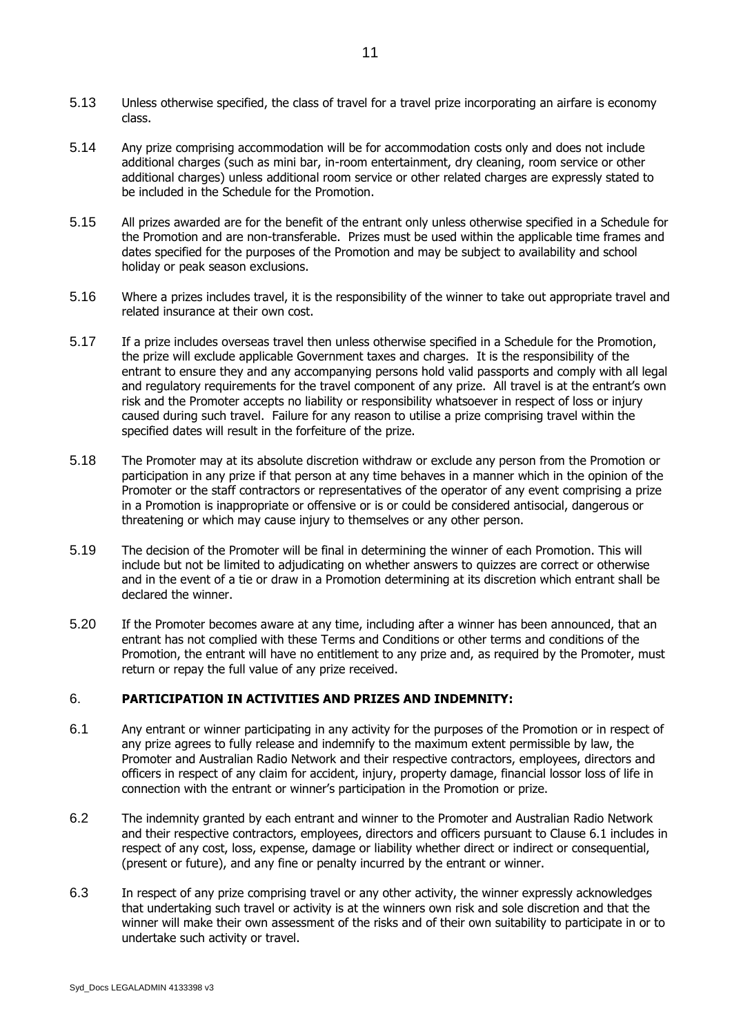5.13 Unless otherwise specified, the class of travel for a travel prize incorporating an airfare is economy class.

5.14 Any prize comprising accommodation will be for accommodation costs only and does not include additional charges (such as mini bar, in-room entertainment, dry cleaning, room service or other additional charges) unless additional room service or other related charges are expressly stated to be included in the Schedule for the Promotion.

5.15 All prizes awarded are for the benefit of the entrant only unless otherwise specified in a Schedule for the Promotion and are non-transferable. Prizes must be used within the applicable time frames and dates specified for the purposes of the Promotion and may be subject to availability and school holiday or peak season exclusions.

5.16 Where a prizes includes travel, it is the responsibility of the winner to take out appropriate travel and related insurance at their own cost.

5.17 If a prize includes overseas travel then unless otherwise specified in a Schedule for the Promotion, the prize will exclude applicable Government taxes and charges. It is the responsibility of the entrant to ensure they and any accompanying persons hold valid passports and comply with all legal and regulatory requirements for the travel component of any prize. All travel is at the entrant's own risk and the Promoter accepts no liability or responsibility whatsoever in respect of loss or injury caused during such travel. Failure for any reason to utilise a prize comprising travel within the specified dates will result in the forfeiture of the prize.

5.18 The Promoter may at its absolute discretion withdraw or exclude any person from the Promotion or participation in any prize if that person at any time behaves in a manner which in the opinion of the Promoter or the staff contractors or representatives of the operator of any event comprising a prize in a Promotion is inappropriate or offensive or is or could be considered antisocial, dangerous or threatening or which may cause injury to themselves or any other person.

5.19 The decision of the Promoter will be final in determining the winner of each Promotion. This will include but not be limited to adjudicating on whether answers to quizzes are correct or otherwise and in the event of a tie or draw in a Promotion determining at its discretion which entrant shall be declared the winner.

5.20 If the Promoter becomes aware at any time, including after a winner has been announced, that an entrant has not complied with these Terms and Conditions or other terms and conditions of the Promotion, the entrant will have no entitlement to any prize and, as required by the Promoter, must return or repay the full value of any prize received.

## 6. PARTICIPATION IN ACTIVITIES AND PRIZES AND INDEMNITY:

6.1 Any entrant or winner participating in any activity for the purposes of the Promotion or in respect of any prize agrees to fully release and indemnify to the maximum extent permissible by law, the Promoter and Australian Radio Network and their respective contractors, employees, directors and officers in respect of any claim for accident, injury, property damage, financial lossor loss of life in connection with the entrant or winner's participation in the Promotion or prize.

6.2 The indemnity granted by each entrant and winner to the Promoter and Australian Radio Network and their respective contractors, employees, directors and officers pursuant to Clause 6.1 includes in respect of any cost, loss, expense, damage or liability whether direct or indirect or consequential, (present or future), and any fine or penalty incurred by the entrant or winner.

6.3 In respect of any prize comprising travel or any other activity, the winner expressly acknowledges that undertaking such travel or activity is at the winners own risk and sole discretion and that the winner will make their own assessment of the risks and of their own suitability to participate in or to undertake such activity or travel.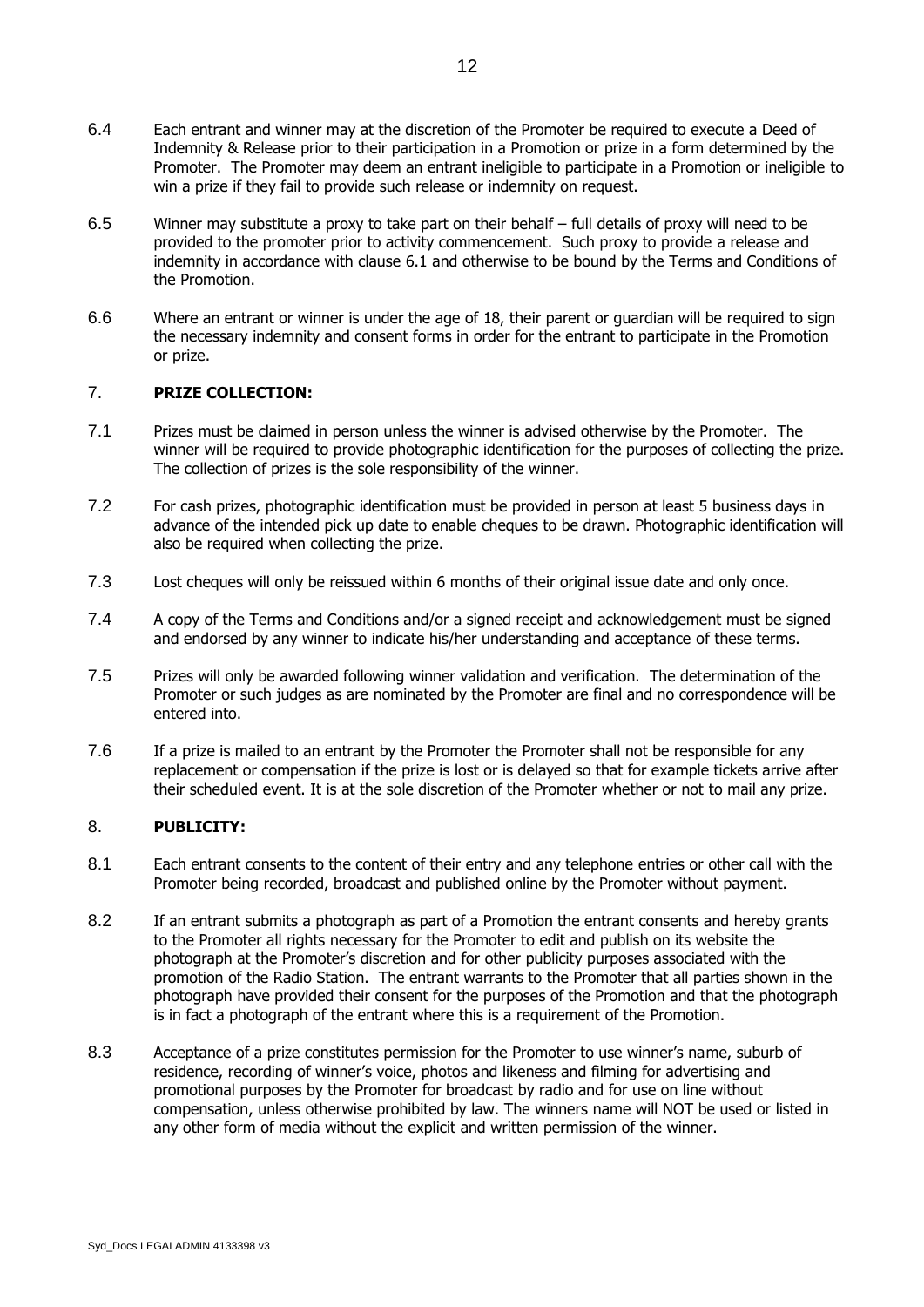6.4 Each entrant and winner may at the discretion of the Promoter be required to execute a Deed of Indemnity & Release prior to their participation in a Promotion or prize in a form determined by the Promoter. The Promoter may deem an entrant ineligible to participate in a Promotion or ineligible to win a prize if they fail to provide such release or indemnity on request.

6.5 Winner may substitute a proxy to take part on their behalf – full details of proxy will need to be provided to the promoter prior to activity commencement. Such proxy to provide a release and indemnity in accordance with clause 6.1 and otherwise to be bound by the Terms and Conditions of the Promotion.

6.6 Where an entrant or winner is under the age of 18, their parent or guardian will be required to sign the necessary indemnity and consent forms in order for the entrant to participate in the Promotion or prize.

## 7. PRIZE COLLECTION:

7.1 Prizes must be claimed in person unless the winner is advised otherwise by the Promoter. The winner will be required to provide photographic identification for the purposes of collecting the prize. The collection of prizes is the sole responsibility of the winner.

7.2 For cash prizes, photographic identification must be provided in person at least 5 business days in advance of the intended pick up date to enable cheques to be drawn. Photographic identification will also be required when collecting the prize.

7.3 Lost cheques will only be reissued within 6 months of their original issue date and only once.

7.4 A copy of the Terms and Conditions and/or a signed receipt and acknowledgement must be signed and endorsed by any winner to indicate his/her understanding and acceptance of these terms.

7.5 Prizes will only be awarded following winner validation and verification. The determination of the Promoter or such judges as are nominated by the Promoter are final and no correspondence will be entered into.

7.6 If a prize is mailed to an entrant by the Promoter the Promoter shall not be responsible for any replacement or compensation if the prize is lost or is delayed so that for example tickets arrive after their scheduled event. It is at the sole discretion of the Promoter whether or not to mail any prize.

## 8. PUBLICITY:

8.1 Each entrant consents to the content of their entry and any telephone entries or other call with the Promoter being recorded, broadcast and published online by the Promoter without payment.

8.2 If an entrant submits a photograph as part of a Promotion the entrant consents and hereby grants to the Promoter all rights necessary for the Promoter to edit and publish on its website the photograph at the Promoter's discretion and for other publicity purposes associated with the promotion of the Radio Station. The entrant warrants to the Promoter that all parties shown in the photograph have provided their consent for the purposes of the Promotion and that the photograph is in fact a photograph of the entrant where this is a requirement of the Promotion.

8.3 Acceptance of a prize constitutes permission for the Promoter to use winner's name, suburb of residence, recording of winner's voice, photos and likeness and filming for advertising and promotional purposes by the Promoter for broadcast by radio and for use on line without compensation, unless otherwise prohibited by law. The winners name will NOT be used or listed in any other form of media without the explicit and written permission of the winner.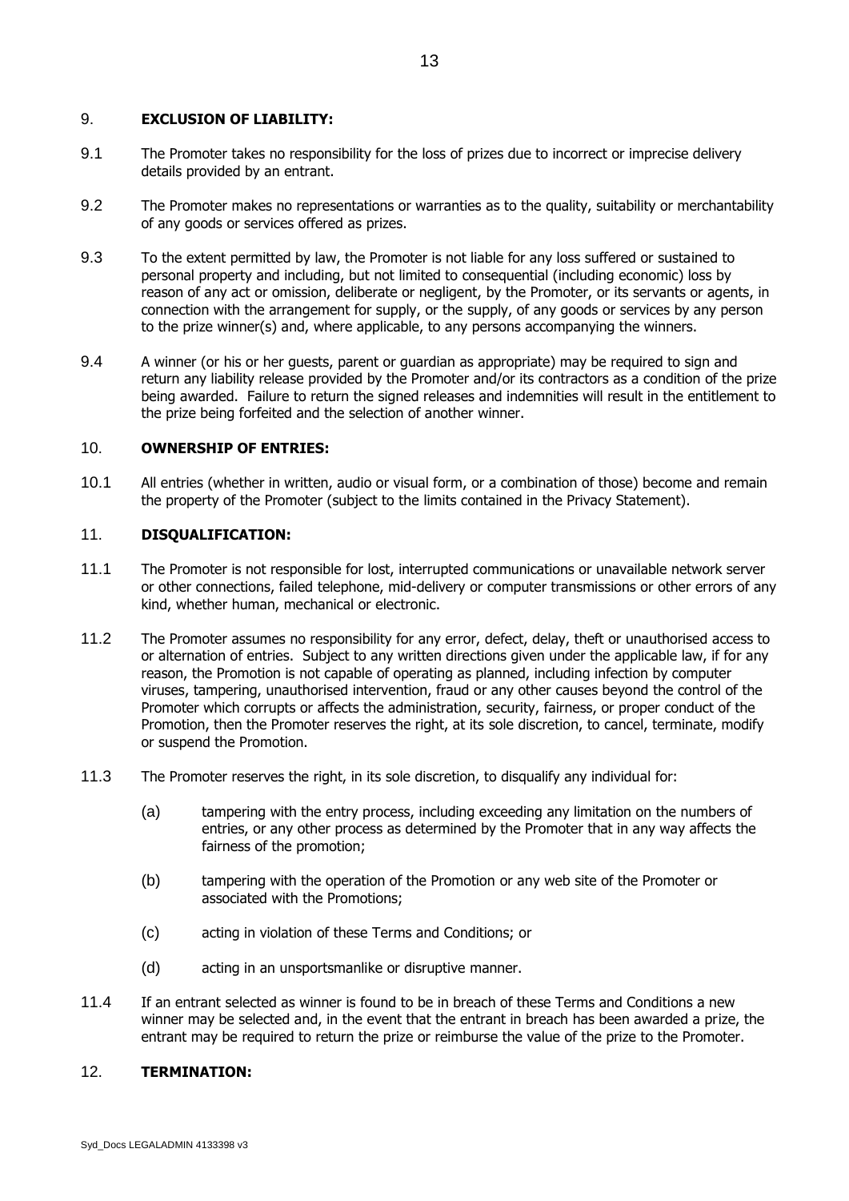## 9. **EXCLUSION OF LIABILITY:**

9.1 The Promoter takes no responsibility for the loss of prizes due to incorrect or imprecise delivery details provided by an entrant.

9.2 The Promoter makes no representations or warranties as to the quality, suitability or merchantability of any goods or services offered as prizes.

9.3 To the extent permitted by law, the Promoter is not liable for any loss suffered or sustained to personal property and including, but not limited to consequential (including economic) loss by reason of any act or omission, deliberate or negligent, by the Promoter, or its servants or agents, in connection with the arrangement for supply, or the supply, of any goods or services by any person to the prize winner(s) and, where applicable, to any persons accompanying the winners.

9.4 A winner (or his or her guests, parent or guardian as appropriate) may be required to sign and return any liability release provided by the Promoter and/or its contractors as a condition of the prize being awarded. Failure to return the signed releases and indemnities will result in the entitlement to the prize being forfeited and the selection of another winner.

## 10. **OWNERSHIP OF ENTRIES:**

10.1 All entries (whether in written, audio or visual form, or a combination of those) become and remain the property of the Promoter (subject to the limits contained in the Privacy Statement).

## 11. **DISQUALIFICATION:**

11.1 The Promoter is not responsible for lost, interrupted communications or unavailable network server or other connections, failed telephone, mid-delivery or computer transmissions or other errors of any kind, whether human, mechanical or electronic.

11.2 The Promoter assumes no responsibility for any error, defect, delay, theft or unauthorised access to or alternation of entries. Subject to any written directions given under the applicable law, if for any reason, the Promotion is not capable of operating as planned, including infection by computer viruses, tampering, unauthorised intervention, fraud or any other causes beyond the control of the Promoter which corrupts or affects the administration, security, fairness, or proper conduct of the Promotion, then the Promoter reserves the right, at its sole discretion, to cancel, terminate, modify or suspend the Promotion.

11.3 The Promoter reserves the right, in its sole discretion, to disqualify any individual for:

(a) tampering with the entry process, including exceeding any limitation on the numbers of entries, or any other process as determined by the Promoter that in any way affects the fairness of the promotion;

(b) tampering with the operation of the Promotion or any web site of the Promoter or associated with the Promotions;

(c) acting in violation of these Terms and Conditions; or

(d) acting in an unsportsmanlike or disruptive manner.

11.4 If an entrant selected as winner is found to be in breach of these Terms and Conditions a new winner may be selected and, in the event that the entrant in breach has been awarded a prize, the entrant may be required to return the prize or reimburse the value of the prize to the Promoter.

## 12. **TERMINATION:**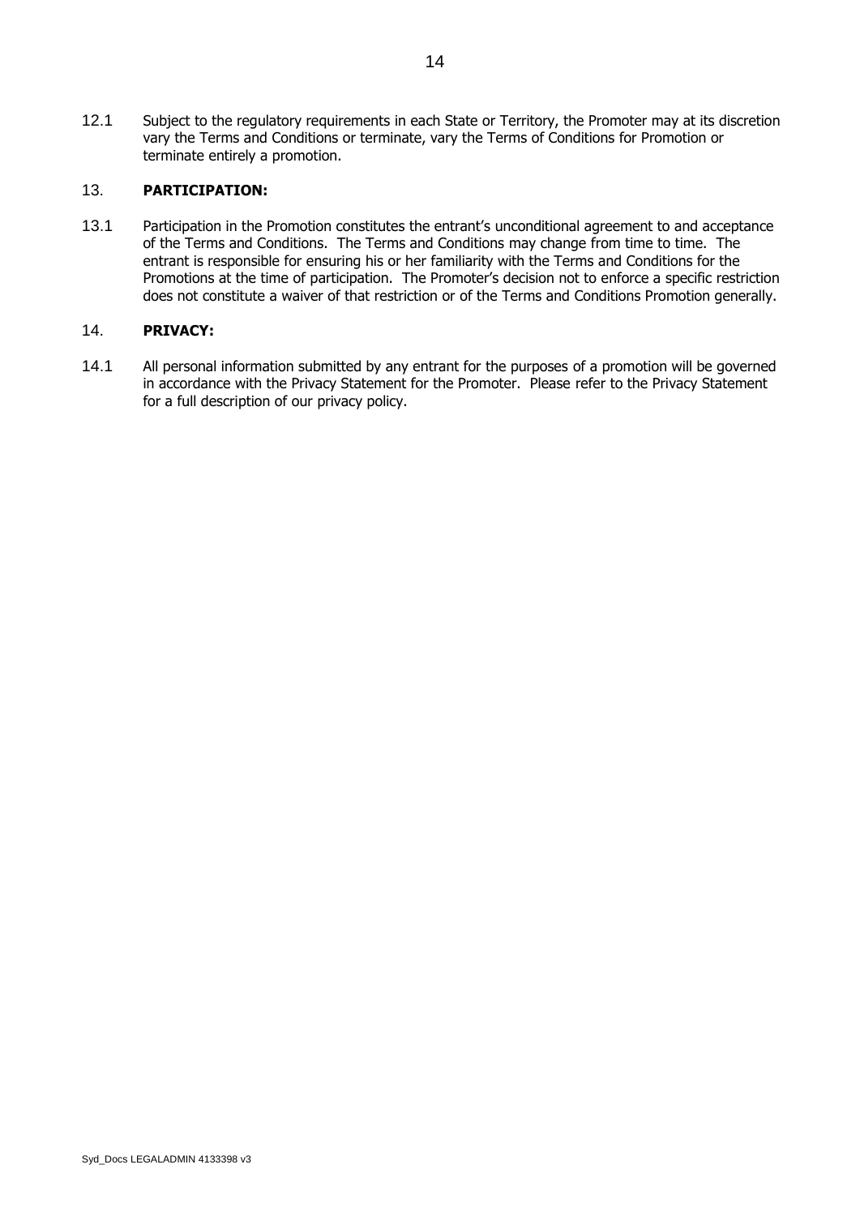12.1 Subject to the regulatory requirements in each State or Territory, the Promoter may at its discretion vary the Terms and Conditions or terminate, vary the Terms of Conditions for Promotion or terminate entirely a promotion.

## 13. PARTICIPATION:

13.1 Participation in the Promotion constitutes the entrant's unconditional agreement to and acceptance of the Terms and Conditions. The Terms and Conditions may change from time to time. The entrant is responsible for ensuring his or her familiarity with the Terms and Conditions for the Promotions at the time of participation. The Promoter's decision not to enforce a specific restriction does not constitute a waiver of that restriction or of the Terms and Conditions Promotion generally.

## 14. PRIVACY:

14.1 All personal information submitted by any entrant for the purposes of a promotion will be governed in accordance with the Privacy Statement for the Promoter. Please refer to the Privacy Statement for a full description of our privacy policy.